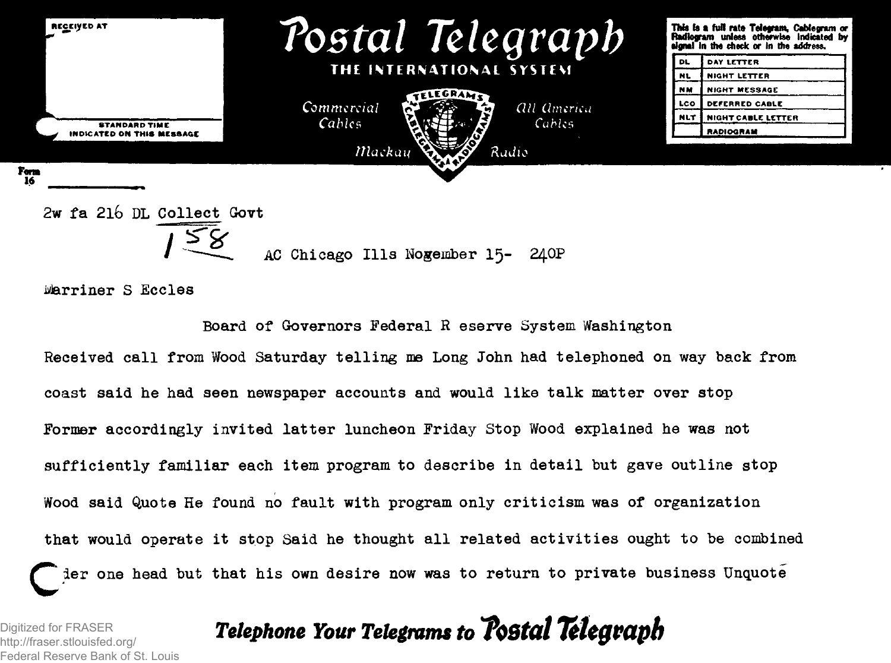# Postal Telegraph

THE INTERNATIONAL SYSTEM

Commercial Cables — All America Cables — Mackay Radio

RECEIVED AT

STANDARD TIME INDICATED ON THIS MESSAGE

This is a full rate Telegram, Cablegram or Radiogram unless otherwise indicated by signal in the check or in the address.

| | |
|---|---|
| DL | DAY LETTER |
| NL | NIGHT LETTER |
| NM | NIGHT MESSAGE |
| LCO | DEFERRED CABLE |
| NLT | NIGHT CABLE LETTER |
| | RADIOGRAM |

Form 16

2w fa 216 DL Collect Govt

1 58

AC Chicago Ills November 15- 240P

Marriner S Eccles

Board of Governors Federal R eserve System Washington

Received call from Wood Saturday telling me Long John had telephoned on way back from coast said he had seen newspaper accounts and would like talk matter over stop Former accordingly invited latter luncheon Friday Stop Wood explained he was not sufficiently familiar each item program to describe in detail but gave outline stop Wood said Quote He found no fault with program only criticism was of organization that would operate it stop Said he thought all related activities ought to be combined under one head but that his own desire now was to return to private business Unquote

Telephone Your Telegrams to Postal Telegraph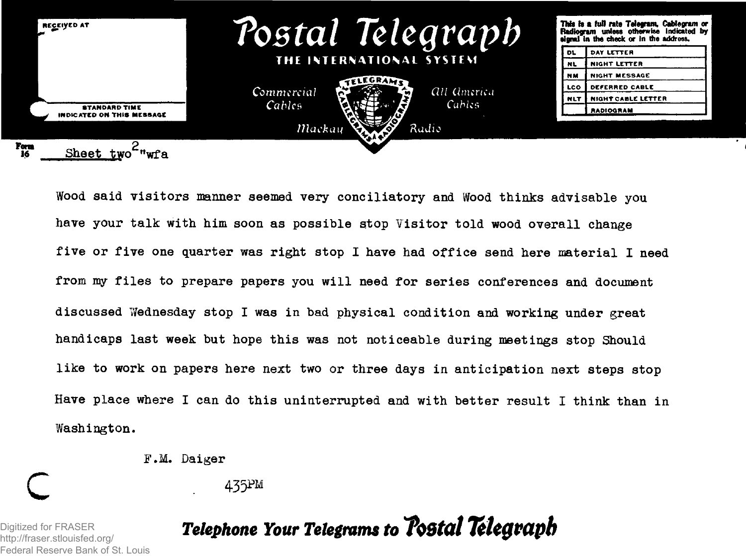Form 16 Sheet two [2] "wfa

Wood said visitors manner seemed very conciliatory and Wood thinks advisable you have your talk with him soon as possible stop Visitor told wood overall change five or five one quarter was right stop I have had office send here material I need from my files to prepare papers you will need for series conferences and document discussed Wednesday stop I was in bad physical condition and working under great handicaps last week but hope this was not noticeable during meetings stop Should like to work on papers here next two or three days in anticipation next steps stop Have place where I can do this uninterrupted and with better result I think than in Washington.

F.M. Daiger

435PM